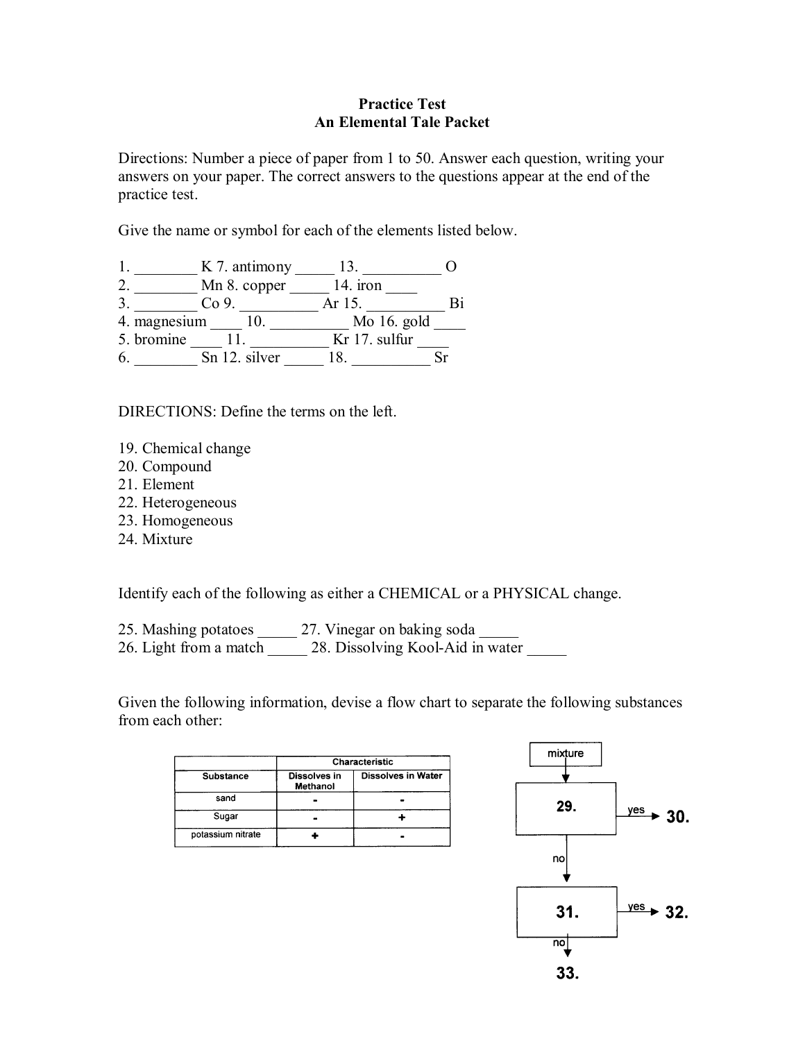# Practice Test
## An Elemental Tale Packet

Directions: Number a piece of paper from 1 to 50. Answer each question, writing your answers on your paper. The correct answers to the questions appear at the end of the practice test.

Give the name or symbol for each of the elements listed below.

1. ________ K 7. antimony _____ 13. __________ O
2. ________ Mn 8. copper _____ 14. iron ____
3. ________ Co 9. __________ Ar 15. __________ Bi
4. magnesium ____ 10. __________ Mo 16. gold ____
5. bromine ____ 11. __________ Kr 17. sulfur ____
6. ________ Sn 12. silver _____ 18. __________ Sr

DIRECTIONS: Define the terms on the left.

19. Chemical change
20. Compound
21. Element
22. Heterogeneous
23. Homogeneous
24. Mixture

Identify each of the following as either a CHEMICAL or a PHYSICAL change.

25. Mashing potatoes _____ 27. Vinegar on baking soda _____
26. Light from a match _____ 28. Dissolving Kool-Aid in water _____

Given the following information, devise a flow chart to separate the following substances from each other:

| Substance | Characteristic | |
|---|---|---|
| | Dissolves in Methanol | Dissolves in Water |
| sand | - | - |
| Sugar | - | + |
| potassium nitrate | + | - |

mixture → **29.** (yes → **30.**; no ↓) → **31.** (yes → **32.**; no ↓) → **33.**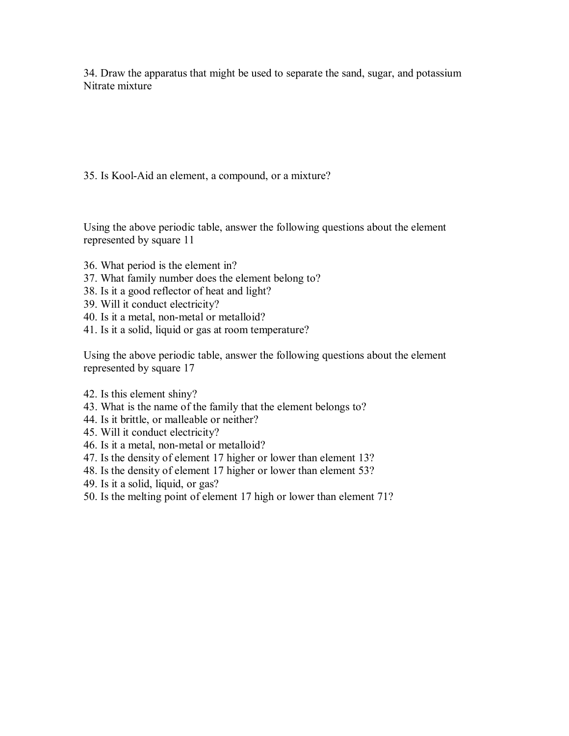34. Draw the apparatus that might be used to separate the sand, sugar, and potassium Nitrate mixture

35. Is Kool-Aid an element, a compound, or a mixture?

Using the above periodic table, answer the following questions about the element represented by square 11

36. What period is the element in?
37. What family number does the element belong to?
38. Is it a good reflector of heat and light?
39. Will it conduct electricity?
40. Is it a metal, non-metal or metalloid?
41. Is it a solid, liquid or gas at room temperature?

Using the above periodic table, answer the following questions about the element represented by square 17

42. Is this element shiny?
43. What is the name of the family that the element belongs to?
44. Is it brittle, or malleable or neither?
45. Will it conduct electricity?
46. Is it a metal, non-metal or metalloid?
47. Is the density of element 17 higher or lower than element 13?
48. Is the density of element 17 higher or lower than element 53?
49. Is it a solid, liquid, or gas?
50. Is the melting point of element 17 high or lower than element 71?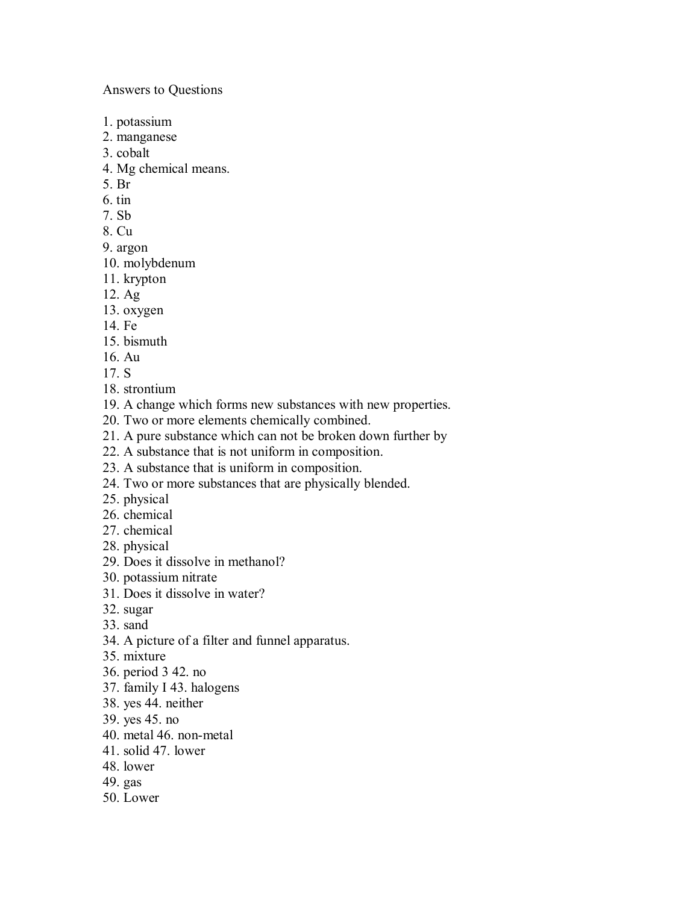Answers to Questions

1. potassium
2. manganese
3. cobalt
4. Mg chemical means.
5. Br
6. tin
7. Sb
8. Cu
9. argon
10. molybdenum
11. krypton
12. Ag
13. oxygen
14. Fe
15. bismuth
16. Au
17. S
18. strontium
19. A change which forms new substances with new properties.
20. Two or more elements chemically combined.
21. A pure substance which can not be broken down further by
22. A substance that is not uniform in composition.
23. A substance that is uniform in composition.
24. Two or more substances that are physically blended.
25. physical
26. chemical
27. chemical
28. physical
29. Does it dissolve in methanol?
30. potassium nitrate
31. Does it dissolve in water?
32. sugar
33. sand
34. A picture of a filter and funnel apparatus.
35. mixture
36. period 3
37. family I
38. yes
39. yes
40. metal
41. solid
42. no
43. halogens
44. neither
45. no
46. non-metal
47. lower
48. lower
49. gas
50. Lower